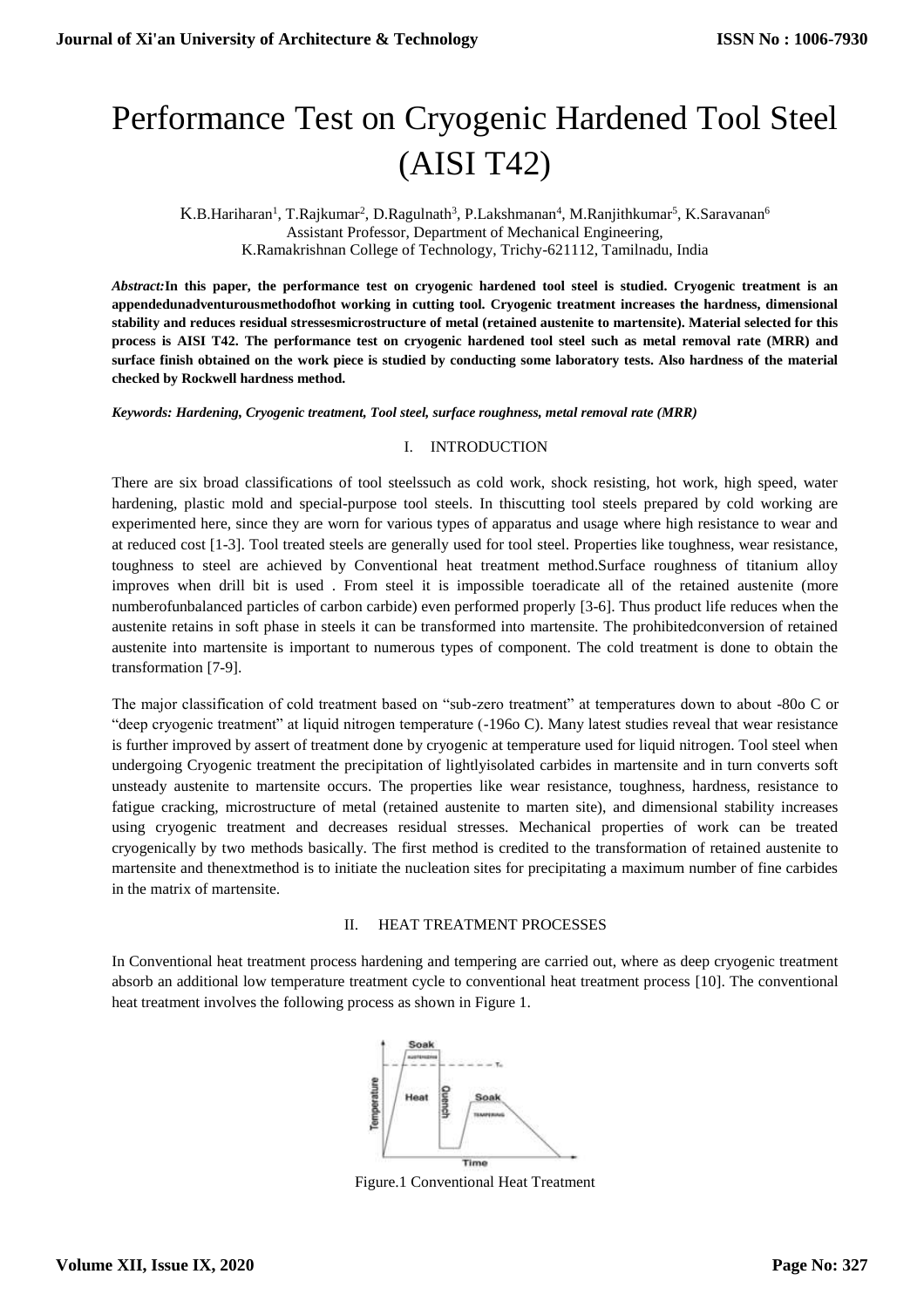# Performance Test on Cryogenic Hardened Tool Steel (AISI T42)

K.B.Hariharan[1], T.Rajkumar[2], D.Ragulnath[3], P.Lakshmanan[4], M.Ranjithkumar[5], K.Saravanan[6]
Assistant Professor, Department of Mechanical Engineering,
K.Ramakrishnan College of Technology, Trichy-621112, Tamilnadu, India

***Abstract:*** **In this paper, the performance test on cryogenic hardened tool steel is studied. Cryogenic treatment is an appendedunadventurousmethodofhot working in cutting tool. Cryogenic treatment increases the hardness, dimensional stability and reduces residual stressesmicrostructure of metal (retained austenite to martensite). Material selected for this process is AISI T42. The performance test on cryogenic hardened tool steel such as metal removal rate (MRR) and surface finish obtained on the work piece is studied by conducting some laboratory tests. Also hardness of the material checked by Rockwell hardness method.**

***Keywords: Hardening, Cryogenic treatment, Tool steel, surface roughness, metal removal rate (MRR)***

## I. INTRODUCTION

There are six broad classifications of tool steelssuch as cold work, shock resisting, hot work, high speed, water hardening, plastic mold and special-purpose tool steels. In thiscutting tool steels prepared by cold working are experimented here, since they are worn for various types of apparatus and usage where high resistance to wear and at reduced cost [1-3]. Tool treated steels are generally used for tool steel. Properties like toughness, wear resistance, toughness to steel are achieved by Conventional heat treatment method.Surface roughness of titanium alloy improves when drill bit is used . From steel it is impossible toeradicate all of the retained austenite (more numberofunbalanced particles of carbon carbide) even performed properly [3-6]. Thus product life reduces when the austenite retains in soft phase in steels it can be transformed into martensite. The prohibitedconversion of retained austenite into martensite is important to numerous types of component. The cold treatment is done to obtain the transformation [7-9].

The major classification of cold treatment based on "sub-zero treatment" at temperatures down to about -80o C or "deep cryogenic treatment" at liquid nitrogen temperature (-196o C). Many latest studies reveal that wear resistance is further improved by assert of treatment done by cryogenic at temperature used for liquid nitrogen. Tool steel when undergoing Cryogenic treatment the precipitation of lightlyisolated carbides in martensite and in turn converts soft unsteady austenite to martensite occurs. The properties like wear resistance, toughness, hardness, resistance to fatigue cracking, microstructure of metal (retained austenite to marten site), and dimensional stability increases using cryogenic treatment and decreases residual stresses. Mechanical properties of work can be treated cryogenically by two methods basically. The first method is credited to the transformation of retained austenite to martensite and thenextmethod is to initiate the nucleation sites for precipitating a maximum number of fine carbides in the matrix of martensite.

## II. HEAT TREATMENT PROCESSES

In Conventional heat treatment process hardening and tempering are carried out, where as deep cryogenic treatment absorb an additional low temperature treatment cycle to conventional heat treatment process [10]. The conventional heat treatment involves the following process as shown in Figure 1.

Figure.1 Conventional Heat Treatment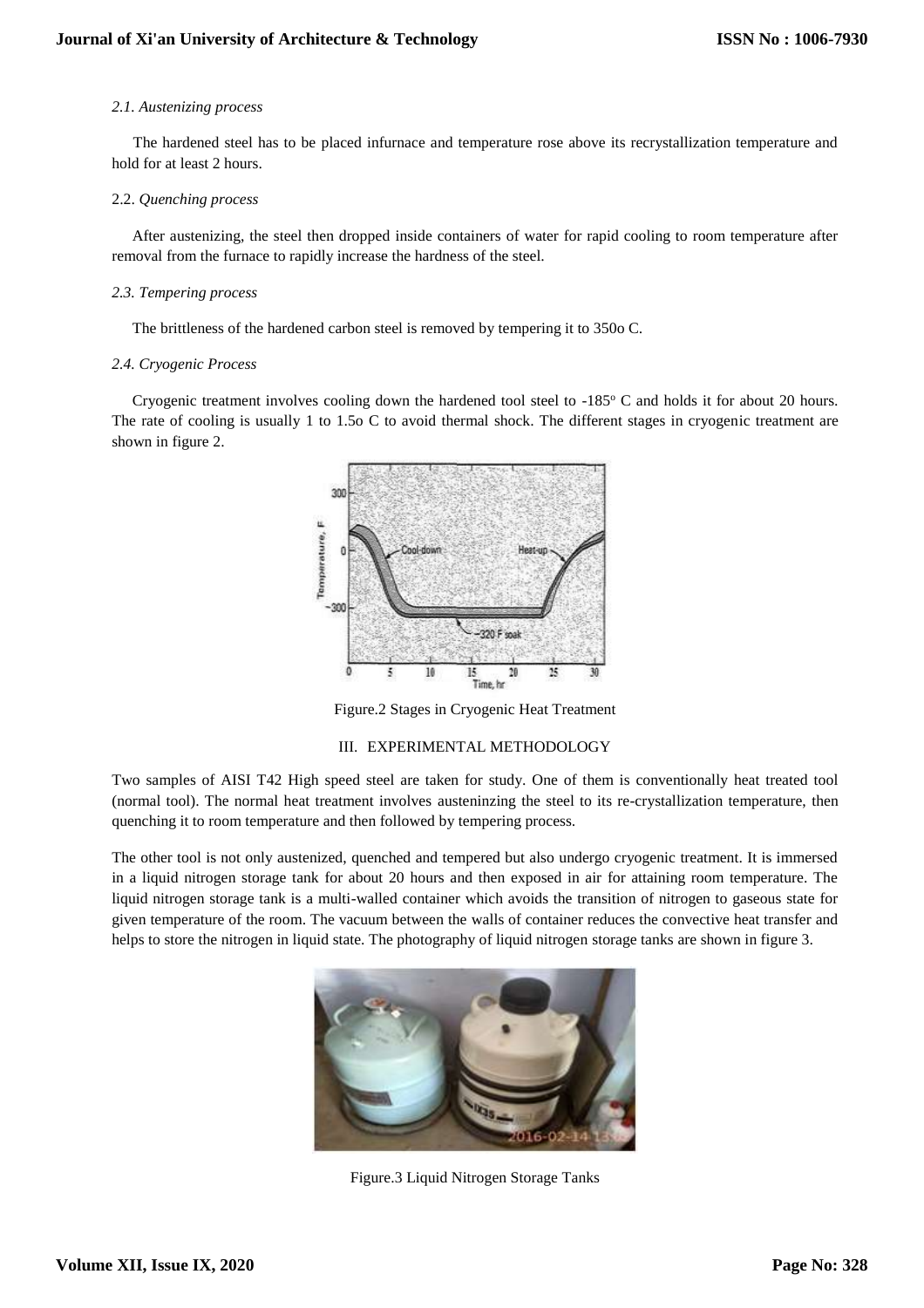### *2.1. Austenizing process*

The hardened steel has to be placed infurnace and temperature rose above its recrystallization temperature and hold for at least 2 hours.

### 2.2. *Quenching process*

After austenizing, the steel then dropped inside containers of water for rapid cooling to room temperature after removal from the furnace to rapidly increase the hardness of the steel.

### *2.3. Tempering process*

The brittleness of the hardened carbon steel is removed by tempering it to 350o C.

### *2.4. Cryogenic Process*

Cryogenic treatment involves cooling down the hardened tool steel to -185° C and holds it for about 20 hours. The rate of cooling is usually 1 to 1.5o C to avoid thermal shock. The different stages in cryogenic treatment are shown in figure 2.

Figure.2 Stages in Cryogenic Heat Treatment

## III. EXPERIMENTAL METHODOLOGY

Two samples of AISI T42 High speed steel are taken for study. One of them is conventionally heat treated tool (normal tool). The normal heat treatment involves austeninzing the steel to its re-crystallization temperature, then quenching it to room temperature and then followed by tempering process.

The other tool is not only austenized, quenched and tempered but also undergo cryogenic treatment. It is immersed in a liquid nitrogen storage tank for about 20 hours and then exposed in air for attaining room temperature. The liquid nitrogen storage tank is a multi-walled container which avoids the transition of nitrogen to gaseous state for given temperature of the room. The vacuum between the walls of container reduces the convective heat transfer and helps to store the nitrogen in liquid state. The photography of liquid nitrogen storage tanks are shown in figure 3.

Figure.3 Liquid Nitrogen Storage Tanks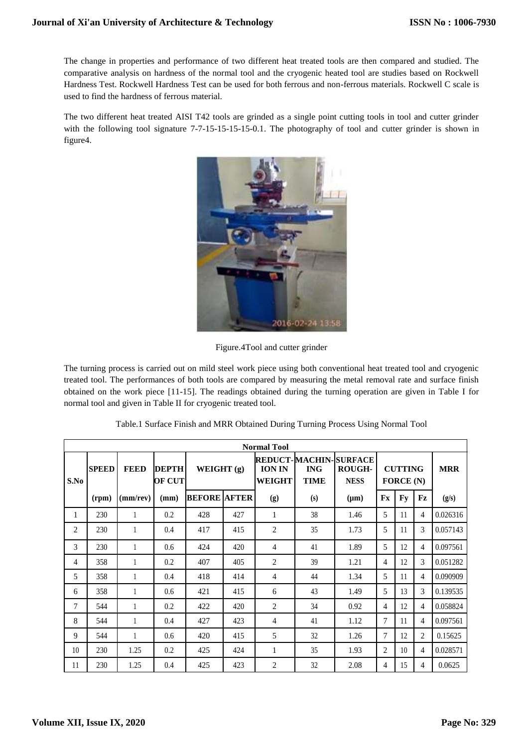The change in properties and performance of two different heat treated tools are then compared and studied. The comparative analysis on hardness of the normal tool and the cryogenic heated tool are studies based on Rockwell Hardness Test. Rockwell Hardness Test can be used for both ferrous and non-ferrous materials. Rockwell C scale is used to find the hardness of ferrous material.

The two different heat treated AISI T42 tools are grinded as a single point cutting tools in tool and cutter grinder with the following tool signature 7-7-15-15-15-15-0.1. The photography of tool and cutter grinder is shown in figure4.

Figure.4Tool and cutter grinder

The turning process is carried out on mild steel work piece using both conventional heat treated tool and cryogenic treated tool. The performances of both tools are compared by measuring the metal removal rate and surface finish obtained on the work piece [11-15]. The readings obtained during the turning operation are given in Table I for normal tool and given in Table II for cryogenic treated tool.

Table.1 Surface Finish and MRR Obtained During Turning Process Using Normal Tool

| Normal Tool | | | | | | | | | | | | |
|---|---|---|---|---|---|---|---|---|---|---|---|---|
| S.No | SPEED | FEED | DEPTH OF CUT | WEIGHT (g) | | REDUCT-ION IN WEIGHT | MACHIN-ING TIME | SURFACE ROUGH-NESS | CUTTING FORCE (N) | | | MRR |
| | (rpm) | (mm/rev) | (mm) | BEFORE | AFTER | (g) | (s) | (μm) | Fx | Fy | Fz | (g/s) |
| 1 | 230 | 1 | 0.2 | 428 | 427 | 1 | 38 | 1.46 | 5 | 11 | 4 | 0.026316 |
| 2 | 230 | 1 | 0.4 | 417 | 415 | 2 | 35 | 1.73 | 5 | 11 | 3 | 0.057143 |
| 3 | 230 | 1 | 0.6 | 424 | 420 | 4 | 41 | 1.89 | 5 | 12 | 4 | 0.097561 |
| 4 | 358 | 1 | 0.2 | 407 | 405 | 2 | 39 | 1.21 | 4 | 12 | 3 | 0.051282 |
| 5 | 358 | 1 | 0.4 | 418 | 414 | 4 | 44 | 1.34 | 5 | 11 | 4 | 0.090909 |
| 6 | 358 | 1 | 0.6 | 421 | 415 | 6 | 43 | 1.49 | 5 | 13 | 3 | 0.139535 |
| 7 | 544 | 1 | 0.2 | 422 | 420 | 2 | 34 | 0.92 | 4 | 12 | 4 | 0.058824 |
| 8 | 544 | 1 | 0.4 | 427 | 423 | 4 | 41 | 1.12 | 7 | 11 | 4 | 0.097561 |
| 9 | 544 | 1 | 0.6 | 420 | 415 | 5 | 32 | 1.26 | 7 | 12 | 2 | 0.15625 |
| 10 | 230 | 1.25 | 0.2 | 425 | 424 | 1 | 35 | 1.93 | 2 | 10 | 4 | 0.028571 |
| 11 | 230 | 1.25 | 0.4 | 425 | 423 | 2 | 32 | 2.08 | 4 | 15 | 4 | 0.0625 |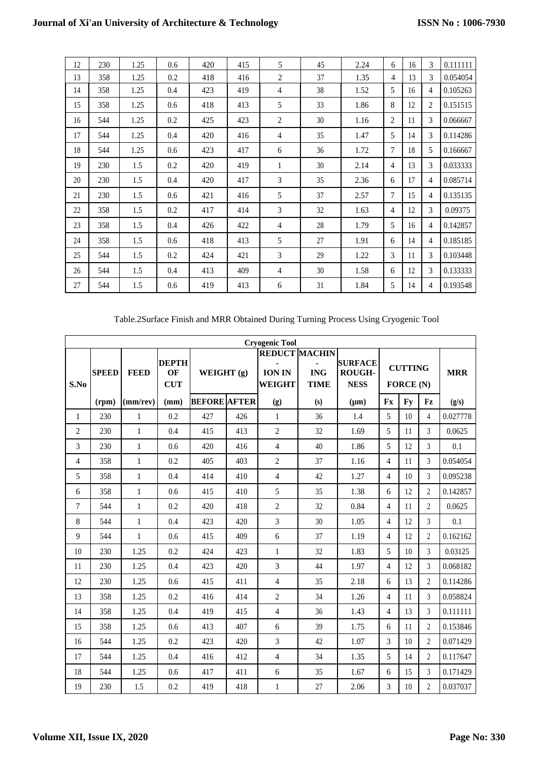| 12 | 230 | 1.25 | 0.6 | 420 | 415 | 5 | 45 | 2.24 | 6 | 16 | 3 | 0.111111 |
|---|---|---|---|---|---|---|---|---|---|---|---|---|
| 13 | 358 | 1.25 | 0.2 | 418 | 416 | 2 | 37 | 1.35 | 4 | 13 | 3 | 0.054054 |
| 14 | 358 | 1.25 | 0.4 | 423 | 419 | 4 | 38 | 1.52 | 5 | 16 | 4 | 0.105263 |
| 15 | 358 | 1.25 | 0.6 | 418 | 413 | 5 | 33 | 1.86 | 8 | 12 | 2 | 0.151515 |
| 16 | 544 | 1.25 | 0.2 | 425 | 423 | 2 | 30 | 1.16 | 2 | 11 | 3 | 0.066667 |
| 17 | 544 | 1.25 | 0.4 | 420 | 416 | 4 | 35 | 1.47 | 5 | 14 | 3 | 0.114286 |
| 18 | 544 | 1.25 | 0.6 | 423 | 417 | 6 | 36 | 1.72 | 7 | 18 | 5 | 0.166667 |
| 19 | 230 | 1.5 | 0.2 | 420 | 419 | 1 | 30 | 2.14 | 4 | 13 | 3 | 0.033333 |
| 20 | 230 | 1.5 | 0.4 | 420 | 417 | 3 | 35 | 2.36 | 6 | 17 | 4 | 0.085714 |
| 21 | 230 | 1.5 | 0.6 | 421 | 416 | 5 | 37 | 2.57 | 7 | 15 | 4 | 0.135135 |
| 22 | 358 | 1.5 | 0.2 | 417 | 414 | 3 | 32 | 1.63 | 4 | 12 | 3 | 0.09375 |
| 23 | 358 | 1.5 | 0.4 | 426 | 422 | 4 | 28 | 1.79 | 5 | 16 | 4 | 0.142857 |
| 24 | 358 | 1.5 | 0.6 | 418 | 413 | 5 | 27 | 1.91 | 6 | 14 | 4 | 0.185185 |
| 25 | 544 | 1.5 | 0.2 | 424 | 421 | 3 | 29 | 1.22 | 3 | 11 | 3 | 0.103448 |
| 26 | 544 | 1.5 | 0.4 | 413 | 409 | 4 | 30 | 1.58 | 6 | 12 | 3 | 0.133333 |
| 27 | 544 | 1.5 | 0.6 | 419 | 413 | 6 | 31 | 1.84 | 5 | 14 | 4 | 0.193548 |

Table.2Surface Finish and MRR Obtained During Turning Process Using Cryogenic Tool

| Cryogenic Tool | | | | | | | | | | | | |
|---|---|---|---|---|---|---|---|---|---|---|---|---|
| S.No | SPEED | FEED | DEPTH OF CUT | WEIGHT (g) | | REDUCT-ION IN WEIGHT | MACHIN-ING TIME | SURFACE ROUGH-NESS | CUTTING FORCE (N) | | | MRR |
| | (rpm) | (mm/rev) | (mm) | BEFORE | AFTER | (g) | (s) | (μm) | Fx | Fy | Fz | (g/s) |
| 1 | 230 | 1 | 0.2 | 427 | 426 | 1 | 36 | 1.4 | 5 | 10 | 4 | 0.027778 |
| 2 | 230 | 1 | 0.4 | 415 | 413 | 2 | 32 | 1.69 | 5 | 11 | 3 | 0.0625 |
| 3 | 230 | 1 | 0.6 | 420 | 416 | 4 | 40 | 1.86 | 5 | 12 | 3 | 0.1 |
| 4 | 358 | 1 | 0.2 | 405 | 403 | 2 | 37 | 1.16 | 4 | 11 | 3 | 0.054054 |
| 5 | 358 | 1 | 0.4 | 414 | 410 | 4 | 42 | 1.27 | 4 | 10 | 3 | 0.095238 |
| 6 | 358 | 1 | 0.6 | 415 | 410 | 5 | 35 | 1.38 | 6 | 12 | 2 | 0.142857 |
| 7 | 544 | 1 | 0.2 | 420 | 418 | 2 | 32 | 0.84 | 4 | 11 | 2 | 0.0625 |
| 8 | 544 | 1 | 0.4 | 423 | 420 | 3 | 30 | 1.05 | 4 | 12 | 3 | 0.1 |
| 9 | 544 | 1 | 0.6 | 415 | 409 | 6 | 37 | 1.19 | 4 | 12 | 2 | 0.162162 |
| 10 | 230 | 1.25 | 0.2 | 424 | 423 | 1 | 32 | 1.83 | 5 | 10 | 3 | 0.03125 |
| 11 | 230 | 1.25 | 0.4 | 423 | 420 | 3 | 44 | 1.97 | 4 | 12 | 3 | 0.068182 |
| 12 | 230 | 1.25 | 0.6 | 415 | 411 | 4 | 35 | 2.18 | 6 | 13 | 2 | 0.114286 |
| 13 | 358 | 1.25 | 0.2 | 416 | 414 | 2 | 34 | 1.26 | 4 | 11 | 3 | 0.058824 |
| 14 | 358 | 1.25 | 0.4 | 419 | 415 | 4 | 36 | 1.43 | 4 | 13 | 3 | 0.111111 |
| 15 | 358 | 1.25 | 0.6 | 413 | 407 | 6 | 39 | 1.75 | 6 | 11 | 2 | 0.153846 |
| 16 | 544 | 1.25 | 0.2 | 423 | 420 | 3 | 42 | 1.07 | 3 | 10 | 2 | 0.071429 |
| 17 | 544 | 1.25 | 0.4 | 416 | 412 | 4 | 34 | 1.35 | 5 | 14 | 2 | 0.117647 |
| 18 | 544 | 1.25 | 0.6 | 417 | 411 | 6 | 35 | 1.67 | 6 | 15 | 3 | 0.171429 |
| 19 | 230 | 1.5 | 0.2 | 419 | 418 | 1 | 27 | 2.06 | 3 | 10 | 2 | 0.037037 |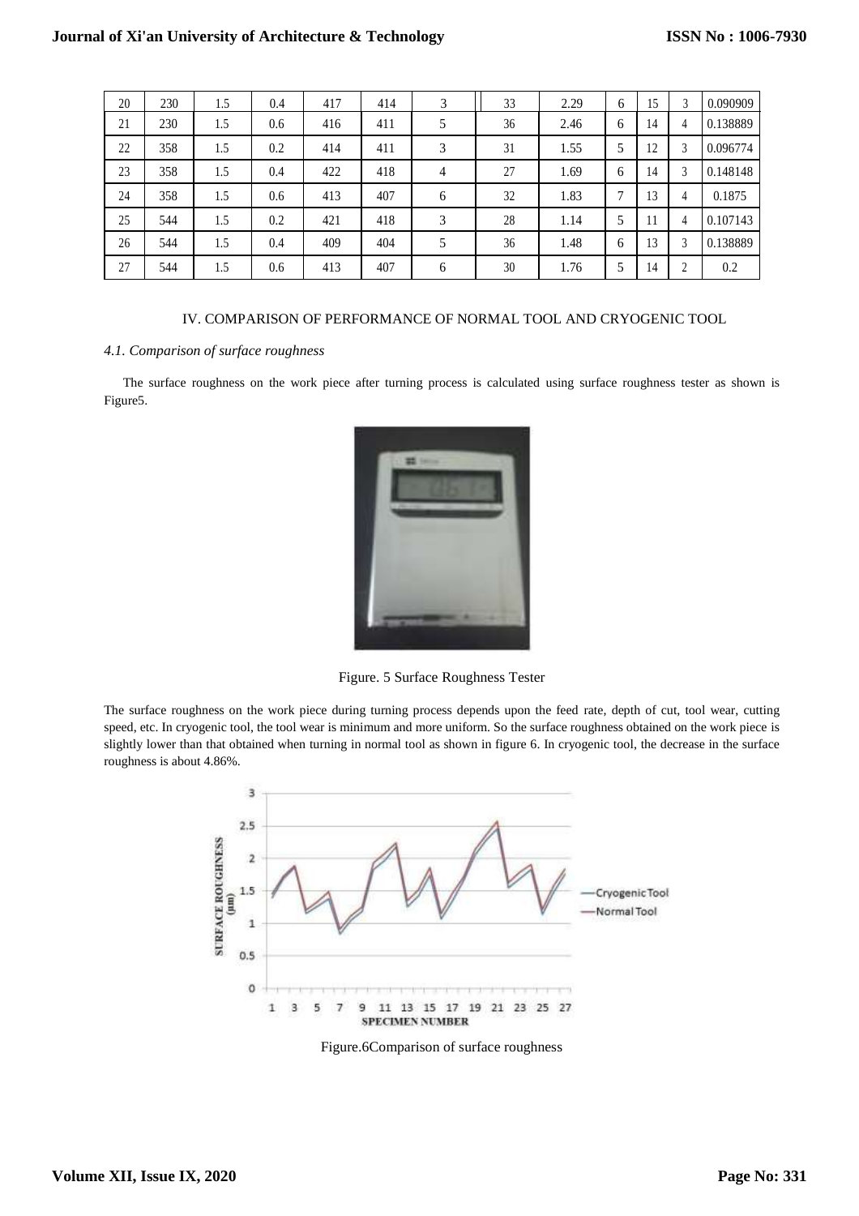| 20 | 230 | 1.5 | 0.4 | 417 | 414 | 3 | 33 | 2.29 | 6 | 15 | 3 | 0.090909 |
|---|---|---|---|---|---|---|---|---|---|---|---|---|
| 21 | 230 | 1.5 | 0.6 | 416 | 411 | 5 | 36 | 2.46 | 6 | 14 | 4 | 0.138889 |
| 22 | 358 | 1.5 | 0.2 | 414 | 411 | 3 | 31 | 1.55 | 5 | 12 | 3 | 0.096774 |
| 23 | 358 | 1.5 | 0.4 | 422 | 418 | 4 | 27 | 1.69 | 6 | 14 | 3 | 0.148148 |
| 24 | 358 | 1.5 | 0.6 | 413 | 407 | 6 | 32 | 1.83 | 7 | 13 | 4 | 0.1875 |
| 25 | 544 | 1.5 | 0.2 | 421 | 418 | 3 | 28 | 1.14 | 5 | 11 | 4 | 0.107143 |
| 26 | 544 | 1.5 | 0.4 | 409 | 404 | 5 | 36 | 1.48 | 6 | 13 | 3 | 0.138889 |
| 27 | 544 | 1.5 | 0.6 | 413 | 407 | 6 | 30 | 1.76 | 5 | 14 | 2 | 0.2 |

## IV. COMPARISON OF PERFORMANCE OF NORMAL TOOL AND CRYOGENIC TOOL

### *4.1. Comparison of surface roughness*

The surface roughness on the work piece after turning process is calculated using surface roughness tester as shown is Figure5.

Figure. 5 Surface Roughness Tester

The surface roughness on the work piece during turning process depends upon the feed rate, depth of cut, tool wear, cutting speed, etc. In cryogenic tool, the tool wear is minimum and more uniform. So the surface roughness obtained on the work piece is slightly lower than that obtained when turning in normal tool as shown in figure 6. In cryogenic tool, the decrease in the surface roughness is about 4.86%.

Figure.6Comparison of surface roughness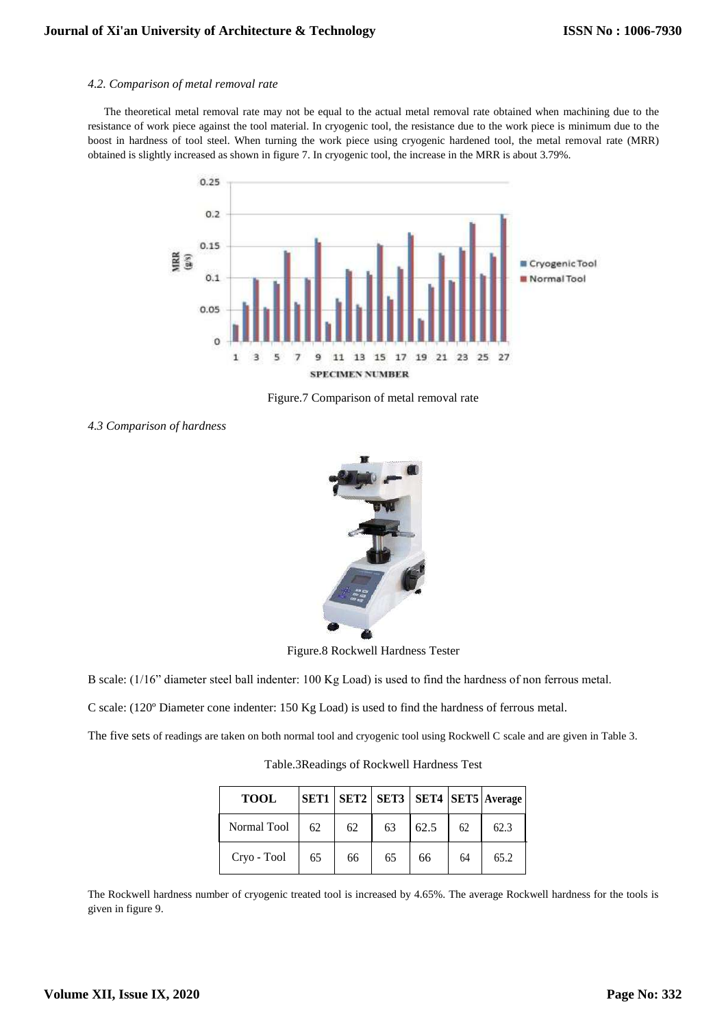*4.2. Comparison of metal removal rate*

The theoretical metal removal rate may not be equal to the actual metal removal rate obtained when machining due to the resistance of work piece against the tool material. In cryogenic tool, the resistance due to the work piece is minimum due to the boost in hardness of tool steel. When turning the work piece using cryogenic hardened tool, the metal removal rate (MRR) obtained is slightly increased as shown in figure 7. In cryogenic tool, the increase in the MRR is about 3.79%.

Figure.7 Comparison of metal removal rate

*4.3 Comparison of hardness*

Figure.8 Rockwell Hardness Tester

B scale: (1/16" diameter steel ball indenter: 100 Kg Load) is used to find the hardness of non ferrous metal.

C scale: (120º Diameter cone indenter: 150 Kg Load) is used to find the hardness of ferrous metal.

The five sets of readings are taken on both normal tool and cryogenic tool using Rockwell C scale and are given in Table 3.

Table.3Readings of Rockwell Hardness Test

| TOOL | SET1 | SET2 | SET3 | SET4 | SET5 | Average |
|---|---|---|---|---|---|---|
| Normal Tool | 62 | 62 | 63 | 62.5 | 62 | 62.3 |
| Cryo - Tool | 65 | 66 | 65 | 66 | 64 | 65.2 |

The Rockwell hardness number of cryogenic treated tool is increased by 4.65%. The average Rockwell hardness for the tools is given in figure 9.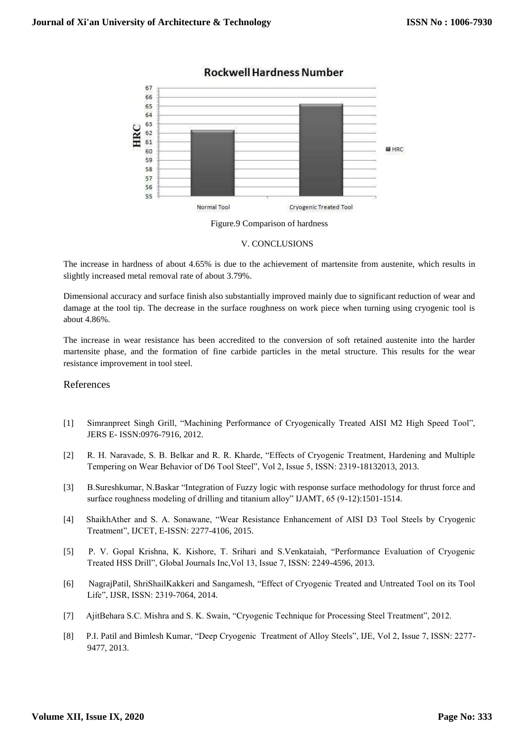Figure.9 Comparison of hardness

## V. CONCLUSIONS

The increase in hardness of about 4.65% is due to the achievement of martensite from austenite, which results in slightly increased metal removal rate of about 3.79%.

Dimensional accuracy and surface finish also substantially improved mainly due to significant reduction of wear and damage at the tool tip. The decrease in the surface roughness on work piece when turning using cryogenic tool is about 4.86%.

The increase in wear resistance has been accredited to the conversion of soft retained austenite into the harder martensite phase, and the formation of fine carbide particles in the metal structure. This results for the wear resistance improvement in tool steel.

## References

[1] Simranpreet Singh Grill, "Machining Performance of Cryogenically Treated AISI M2 High Speed Tool", JERS E- ISSN:0976-7916, 2012.

[2] R. H. Naravade, S. B. Belkar and R. R. Kharde, "Effects of Cryogenic Treatment, Hardening and Multiple Tempering on Wear Behavior of D6 Tool Steel", Vol 2, Issue 5, ISSN: 2319-18132013, 2013.

[3] B.Sureshkumar, N.Baskar "Integration of Fuzzy logic with response surface methodology for thrust force and surface roughness modeling of drilling and titanium alloy" IJAMT, 65 (9-12):1501-1514.

[4] ShaikhAther and S. A. Sonawane, "Wear Resistance Enhancement of AISI D3 Tool Steels by Cryogenic Treatment", IJCET, E-ISSN: 2277-4106, 2015.

[5] P. V. Gopal Krishna, K. Kishore, T. Srihari and S.Venkataiah, "Performance Evaluation of Cryogenic Treated HSS Drill", Global Journals Inc,Vol 13, Issue 7, ISSN: 2249-4596, 2013.

[6] NagrajPatil, ShriShailKakkeri and Sangamesh, "Effect of Cryogenic Treated and Untreated Tool on its Tool Life", IJSR, ISSN: 2319-7064, 2014.

[7] AjitBehara S.C. Mishra and S. K. Swain, "Cryogenic Technique for Processing Steel Treatment", 2012.

[8] P.I. Patil and Bimlesh Kumar, "Deep Cryogenic Treatment of Alloy Steels", IJE, Vol 2, Issue 7, ISSN: 2277-9477, 2013.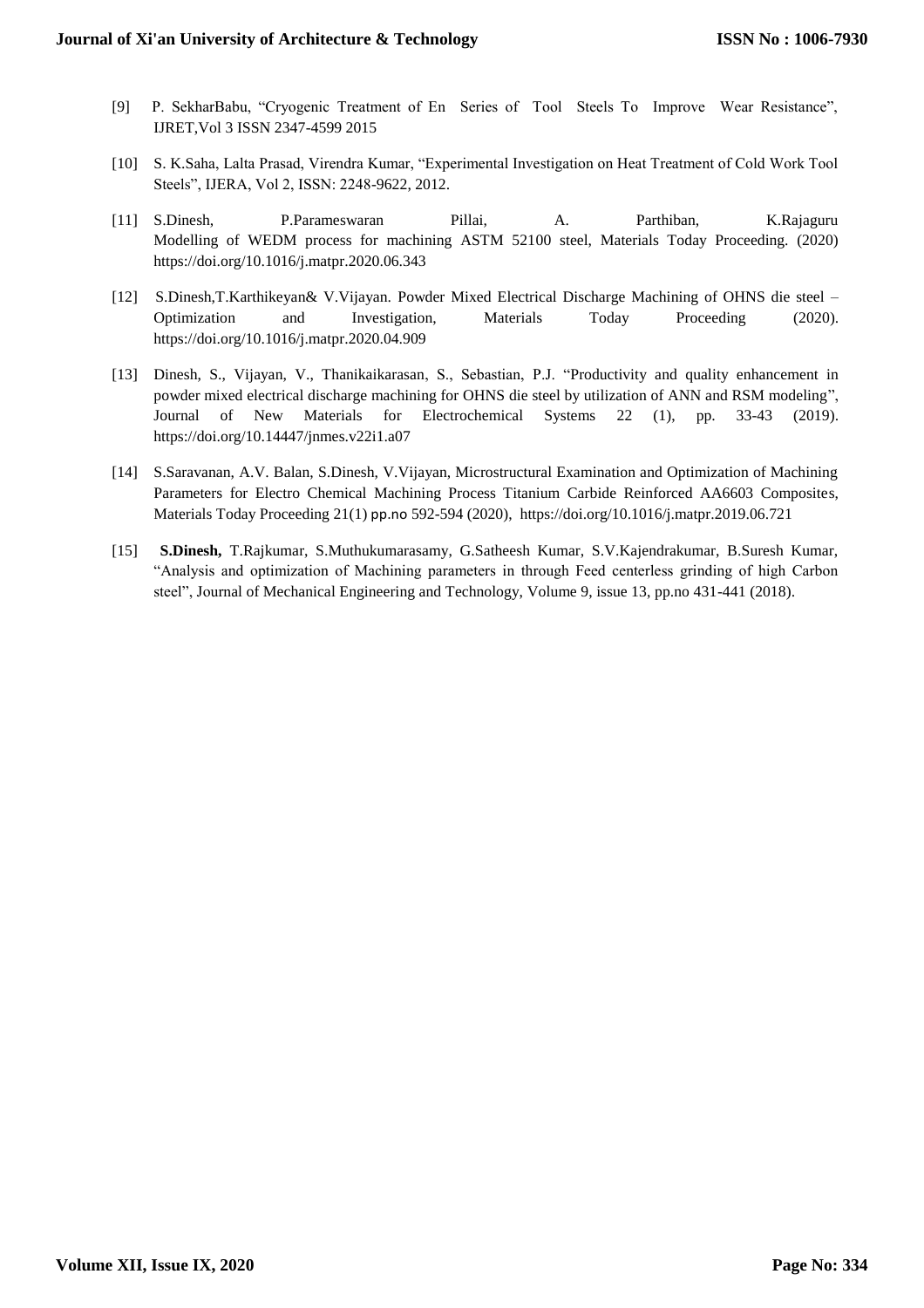[9] P. SekharBabu, "Cryogenic Treatment of En Series of Tool Steels To Improve Wear Resistance", IJRET,Vol 3 ISSN 2347-4599 2015

[10] S. K.Saha, Lalta Prasad, Virendra Kumar, "Experimental Investigation on Heat Treatment of Cold Work Tool Steels", IJERA, Vol 2, ISSN: 2248-9622, 2012.

[11] S.Dinesh, P.Parameswaran Pillai, A. Parthiban, K.Rajaguru Modelling of WEDM process for machining ASTM 52100 steel, Materials Today Proceeding. (2020) https://doi.org/10.1016/j.matpr.2020.06.343

[12] S.Dinesh,T.Karthikeyan& V.Vijayan. Powder Mixed Electrical Discharge Machining of OHNS die steel – Optimization and Investigation, Materials Today Proceeding (2020). https://doi.org/10.1016/j.matpr.2020.04.909

[13] Dinesh, S., Vijayan, V., Thanikaikarasan, S., Sebastian, P.J. "Productivity and quality enhancement in powder mixed electrical discharge machining for OHNS die steel by utilization of ANN and RSM modeling", Journal of New Materials for Electrochemical Systems 22 (1), pp. 33-43 (2019). https://doi.org/10.14447/jnmes.v22i1.a07

[14] S.Saravanan, A.V. Balan, S.Dinesh, V.Vijayan, Microstructural Examination and Optimization of Machining Parameters for Electro Chemical Machining Process Titanium Carbide Reinforced AA6603 Composites, Materials Today Proceeding 21(1) pp.no 592-594 (2020), https://doi.org/10.1016/j.matpr.2019.06.721

[15] **S.Dinesh,** T.Rajkumar, S.Muthukumarasamy, G.Satheesh Kumar, S.V.Kajendrakumar, B.Suresh Kumar, "Analysis and optimization of Machining parameters in through Feed centerless grinding of high Carbon steel", Journal of Mechanical Engineering and Technology, Volume 9, issue 13, pp.no 431-441 (2018).